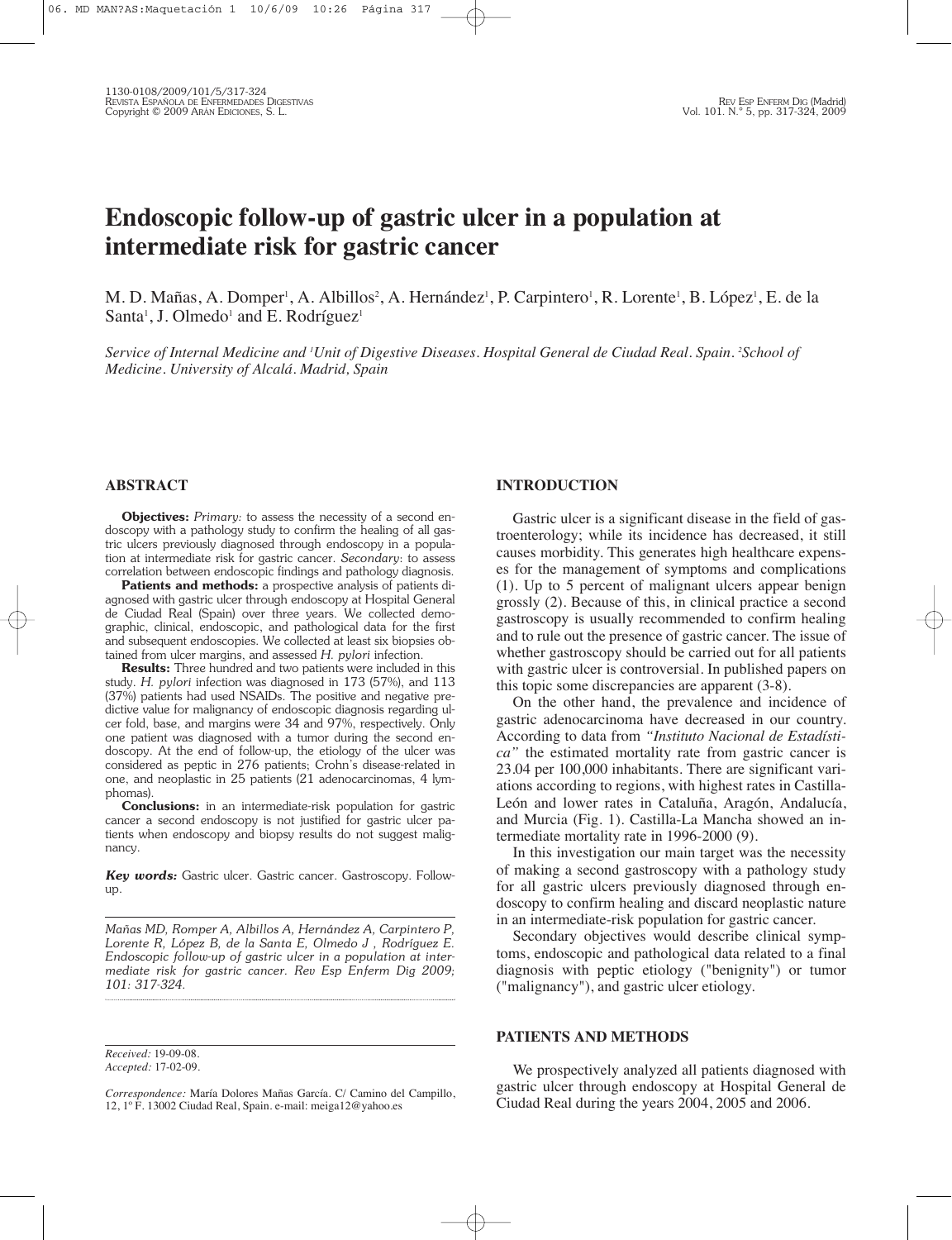# Endoscopic follow-up of gastric ulcer in a population at intermediate risk for gastric cancer

M. D. Mañas, A. Domper[1], A. Albillos[2], A. Hernández[1], P. Carpintero[1], R. Lorente[1], B. López[1], E. de la Santa[1], J. Olmedo[1] and E. Rodríguez[1]

*Service of Internal Medicine and [1]Unit of Digestive Diseases. Hospital General de Ciudad Real. Spain. [2]School of Medicine. University of Alcalá. Madrid, Spain*

## ABSTRACT

**Objectives:** *Primary:* to assess the necessity of a second endoscopy with a pathology study to confirm the healing of all gastric ulcers previously diagnosed through endoscopy in a population at intermediate risk for gastric cancer. *Secondary:* to assess correlation between endoscopic findings and pathology diagnosis.

**Patients and methods:** a prospective analysis of patients diagnosed with gastric ulcer through endoscopy at Hospital General de Ciudad Real (Spain) over three years. We collected demographic, clinical, endoscopic, and pathological data for the first and subsequent endoscopies. We collected at least six biopsies obtained from ulcer margins, and assessed *H. pylori* infection.

**Results:** Three hundred and two patients were included in this study. *H. pylori* infection was diagnosed in 173 (57%), and 113 (37%) patients had used NSAIDs. The positive and negative predictive value for malignancy of endoscopic diagnosis regarding ulcer fold, base, and margins were 34 and 97%, respectively. Only one patient was diagnosed with a tumor during the second endoscopy. At the end of follow-up, the etiology of the ulcer was considered as peptic in 276 patients; Crohn's disease-related in one, and neoplastic in 25 patients (21 adenocarcinomas, 4 lymphomas).

**Conclusions:** in an intermediate-risk population for gastric cancer a second endoscopy is not justified for gastric ulcer patients when endoscopy and biopsy results do not suggest malignancy.

***Key words:*** Gastric ulcer. Gastric cancer. Gastroscopy. Follow-up.

*Mañas MD, Romper A, Albillos A, Hernández A, Carpintero P, Lorente R, López B, de la Santa E, Olmedo J , Rodríguez E. Endoscopic follow-up of gastric ulcer in a population at intermediate risk for gastric cancer. Rev Esp Enferm Dig 2009; 101: 317-324.*

*Received:* 19-09-08.
*Accepted:* 17-02-09.

*Correspondence:* María Dolores Mañas García. C/ Camino del Campillo, 12, 1º F. 13002 Ciudad Real, Spain. e-mail: meiga12@yahoo.es

## INTRODUCTION

Gastric ulcer is a significant disease in the field of gastroenterology; while its incidence has decreased, it still causes morbidity. This generates high healthcare expenses for the management of symptoms and complications (1). Up to 5 percent of malignant ulcers appear benign grossly (2). Because of this, in clinical practice a second gastroscopy is usually recommended to confirm healing and to rule out the presence of gastric cancer. The issue of whether gastroscopy should be carried out for all patients with gastric ulcer is controversial. In published papers on this topic some discrepancies are apparent (3-8).

On the other hand, the prevalence and incidence of gastric adenocarcinoma have decreased in our country. According to data from *"Instituto Nacional de Estadística"* the estimated mortality rate from gastric cancer is 23.04 per 100,000 inhabitants. There are significant variations according to regions, with highest rates in Castilla-León and lower rates in Cataluña, Aragón, Andalucía, and Murcia (Fig. 1). Castilla-La Mancha showed an intermediate mortality rate in 1996-2000 (9).

In this investigation our main target was the necessity of making a second gastroscopy with a pathology study for all gastric ulcers previously diagnosed through endoscopy to confirm healing and discard neoplastic nature in an intermediate-risk population for gastric cancer.

Secondary objectives would describe clinical symptoms, endoscopic and pathological data related to a final diagnosis with peptic etiology ("benignity") or tumor ("malignancy"), and gastric ulcer etiology.

## PATIENTS AND METHODS

We prospectively analyzed all patients diagnosed with gastric ulcer through endoscopy at Hospital General de Ciudad Real during the years 2004, 2005 and 2006.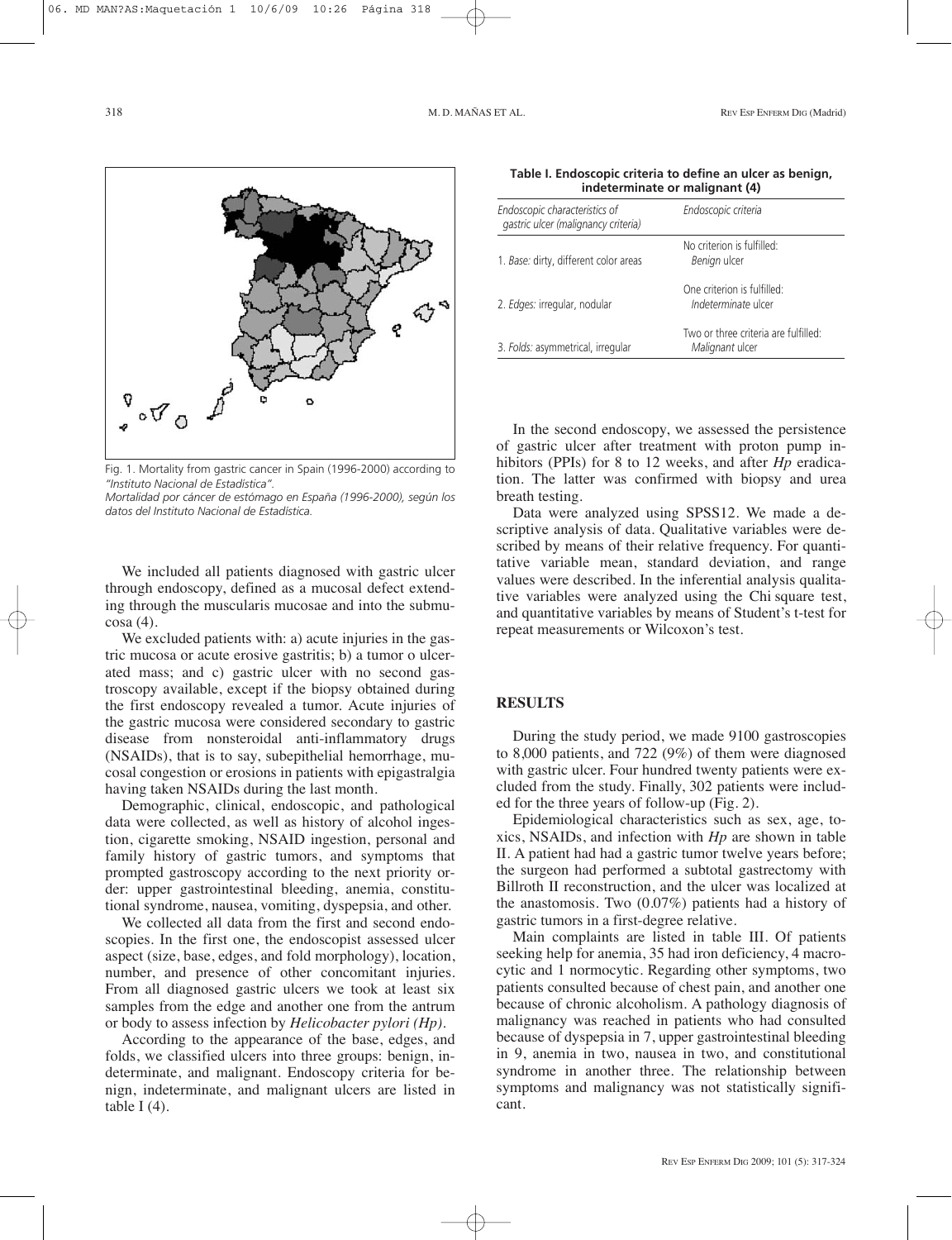Fig. 1. Mortality from gastric cancer in Spain (1996-2000) according to *"Instituto Nacional de Estadística"*.
*Mortalidad por cáncer de estómago en España (1996-2000), según los datos del Instituto Nacional de Estadística.*

We included all patients diagnosed with gastric ulcer through endoscopy, defined as a mucosal defect extending through the muscularis mucosae and into the submucosa (4).

We excluded patients with: a) acute injuries in the gastric mucosa or acute erosive gastritis; b) a tumor o ulcerated mass; and c) gastric ulcer with no second gastroscopy available, except if the biopsy obtained during the first endoscopy revealed a tumor. Acute injuries of the gastric mucosa were considered secondary to gastric disease from nonsteroidal anti-inflammatory drugs (NSAIDs), that is to say, subepithelial hemorrhage, mucosal congestion or erosions in patients with epigastralgia having taken NSAIDs during the last month.

Demographic, clinical, endoscopic, and pathological data were collected, as well as history of alcohol ingestion, cigarette smoking, NSAID ingestion, personal and family history of gastric tumors, and symptoms that prompted gastroscopy according to the next priority order: upper gastrointestinal bleeding, anemia, constitutional syndrome, nausea, vomiting, dyspepsia, and other.

We collected all data from the first and second endoscopies. In the first one, the endoscopist assessed ulcer aspect (size, base, edges, and fold morphology), location, number, and presence of other concomitant injuries. From all diagnosed gastric ulcers we took at least six samples from the edge and another one from the antrum or body to assess infection by *Helicobacter pylori (Hp)*.

According to the appearance of the base, edges, and folds, we classified ulcers into three groups: benign, indeterminate, and malignant. Endoscopy criteria for benign, indeterminate, and malignant ulcers are listed in table I (4).

**Table I. Endoscopic criteria to define an ulcer as benign, indeterminate or malignant (4)**

| *Endoscopic characteristics of gastric ulcer (malignancy criteria)* | *Endoscopic criteria* |
|---|---|
| 1. *Base:* dirty, different color areas | No criterion is fulfilled: *Benign* ulcer |
| 2. *Edges:* irregular, nodular | One criterion is fulfilled: *Indeterminate* ulcer |
| 3. *Folds:* asymmetrical, irregular | Two or three criteria are fulfilled: *Malignant* ulcer |

In the second endoscopy, we assessed the persistence of gastric ulcer after treatment with proton pump inhibitors (PPIs) for 8 to 12 weeks, and after *Hp* eradication. The latter was confirmed with biopsy and urea breath testing.

Data were analyzed using SPSS12. We made a descriptive analysis of data. Qualitative variables were described by means of their relative frequency. For quantitative variable mean, standard deviation, and range values were described. In the inferential analysis qualitative variables were analyzed using the Chi square test, and quantitative variables by means of Student's t-test for repeat measurements or Wilcoxon's test.

## RESULTS

During the study period, we made 9100 gastroscopies to 8,000 patients, and 722 (9%) of them were diagnosed with gastric ulcer. Four hundred twenty patients were excluded from the study. Finally, 302 patients were included for the three years of follow-up (Fig. 2).

Epidemiological characteristics such as sex, age, toxics, NSAIDs, and infection with *Hp* are shown in table II. A patient had had a gastric tumor twelve years before; the surgeon had performed a subtotal gastrectomy with Billroth II reconstruction, and the ulcer was localized at the anastomosis. Two (0.07%) patients had a history of gastric tumors in a first-degree relative.

Main complaints are listed in table III. Of patients seeking help for anemia, 35 had iron deficiency, 4 macrocytic and 1 normocytic. Regarding other symptoms, two patients consulted because of chest pain, and another one because of chronic alcoholism. A pathology diagnosis of malignancy was reached in patients who had consulted because of dyspepsia in 7, upper gastrointestinal bleeding in 9, anemia in two, nausea in two, and constitutional syndrome in another three. The relationship between symptoms and malignancy was not statistically significant.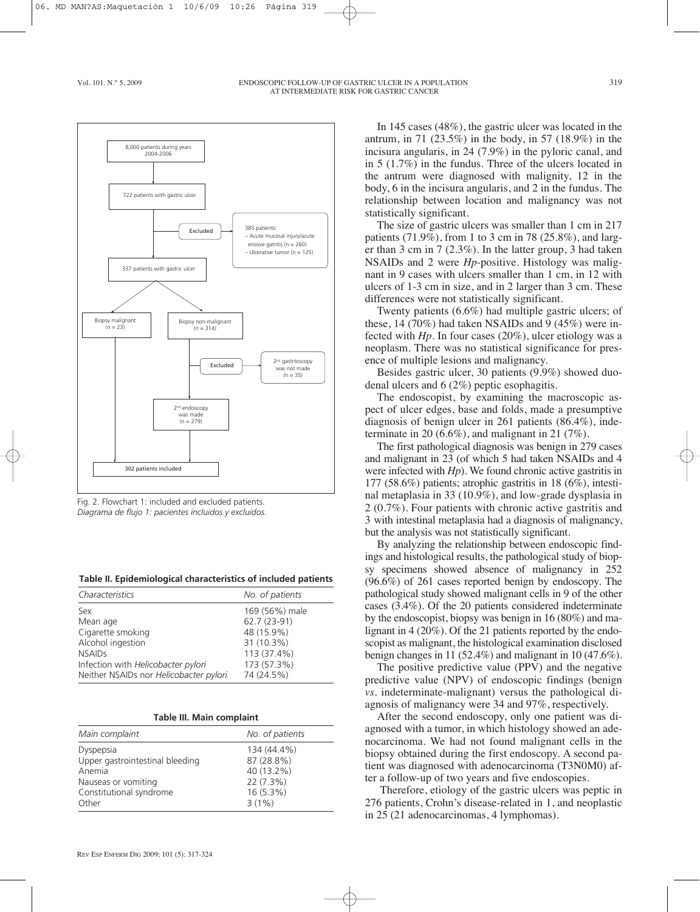8,000 patients during years 2004-2006

722 patients with gastric ulcer

Excluded

385 patients:
– Acute mucosal injury/acute erosive gatritis (n = 260)
– Ulcerative tumor (n = 125)

337 patients with gastric ulcer

Biopsy malignant (n = 23)

Biopsy non-malignant (n = 314)

Excluded

2nd gastrtoscopy was not made (n = 35)

2nd endoscopy was made (n = 279)

302 patients included

Fig. 2. Flowchart 1: included and excluded patients.
*Diagrama de flujo 1: pacientes incluidos y excluidos.*

**Table II. Epidemiological characteristics of included patients**

| *Characteristics* | *No. of patients* |
|---|---|
| Sex | 169 (56%) male |
| Mean age | 62.7 (23-91) |
| Cigarette smoking | 48 (15.9%) |
| Alcohol ingestion | 31 (10.3%) |
| NSAIDs | 113 (37.4%) |
| Infection with *Helicobacter pylori* | 173 (57.3%) |
| Neither NSAIDs nor *Helicobacter pylori* | 74 (24.5%) |

**Table III. Main complaint**

| *Main complaint* | *No. of patients* |
|---|---|
| Dyspepsia | 134 (44.4%) |
| Upper gastrointestinal bleeding | 87 (28.8%) |
| Anemia | 40 (13.2%) |
| Nauseas or vomiting | 22 (7.3%) |
| Constitutional syndrome | 16 (5.3%) |
| Other | 3 (1%) |

In 145 cases (48%), the gastric ulcer was located in the antrum, in 71 (23.5%) in the body, in 57 (18.9%) in the incisura angularis, in 24 (7.9%) in the pyloric canal, and in 5 (1.7%) in the fundus. Three of the ulcers located in the antrum were diagnosed with malignity, 12 in the body, 6 in the incisura angularis, and 2 in the fundus. The relationship between location and malignancy was not statistically significant.

The size of gastric ulcers was smaller than 1 cm in 217 patients (71.9%), from 1 to 3 cm in 78 (25.8%), and larger than 3 cm in 7 (2.3%). In the latter group, 3 had taken NSAIDs and 2 were *Hp*-positive. Histology was malignant in 9 cases with ulcers smaller than 1 cm, in 12 with ulcers of 1-3 cm in size, and in 2 larger than 3 cm. These differences were not statistically significant.

Twenty patients (6.6%) had multiple gastric ulcers; of these, 14 (70%) had taken NSAIDs and 9 (45%) were infected with *Hp*. In four cases (20%), ulcer etiology was a neoplasm. There was no statistical significance for presence of multiple lesions and malignancy.

Besides gastric ulcer, 30 patients (9.9%) showed duodenal ulcers and 6 (2%) peptic esophagitis.

The endoscopist, by examining the macroscopic aspect of ulcer edges, base and folds, made a presumptive diagnosis of benign ulcer in 261 patients (86.4%), indeterminate in 20 (6.6%), and malignant in 21 (7%).

The first pathological diagnosis was benign in 279 cases and malignant in 23 (of which 5 had taken NSAIDs and 4 were infected with *Hp*). We found chronic active gastritis in 177 (58.6%) patients; atrophic gastritis in 18 (6%), intestinal metaplasia in 33 (10.9%), and low-grade dysplasia in 2 (0.7%). Four patients with chronic active gastritis and 3 with intestinal metaplasia had a diagnosis of malignancy, but the analysis was not statistically significant.

By analyzing the relationship between endoscopic findings and histological results, the pathological study of biopsy specimens showed absence of malignancy in 252 (96.6%) of 261 cases reported benign by endoscopy. The pathological study showed malignant cells in 9 of the other cases (3.4%). Of the 20 patients considered indeterminate by the endoscopist, biopsy was benign in 16 (80%) and malignant in 4 (20%). Of the 21 patients reported by the endoscopist as malignant, the histological examination disclosed benign changes in 11 (52.4%) and malignant in 10 (47.6%).

The positive predictive value (PPV) and the negative predictive value (NPV) of endoscopic findings (benign *vs.* indeterminate-malignant) versus the pathological diagnosis of malignancy were 34 and 97%, respectively.

After the second endoscopy, only one patient was diagnosed with a tumor, in which histology showed an adenocarcinoma. We had not found malignant cells in the biopsy obtained during the first endoscopy. A second patient was diagnosed with adenocarcinoma (T3N0M0) after a follow-up of two years and five endoscopies.

Therefore, etiology of the gastric ulcers was peptic in 276 patients, Crohn's disease-related in 1, and neoplastic in 25 (21 adenocarcinomas, 4 lymphomas).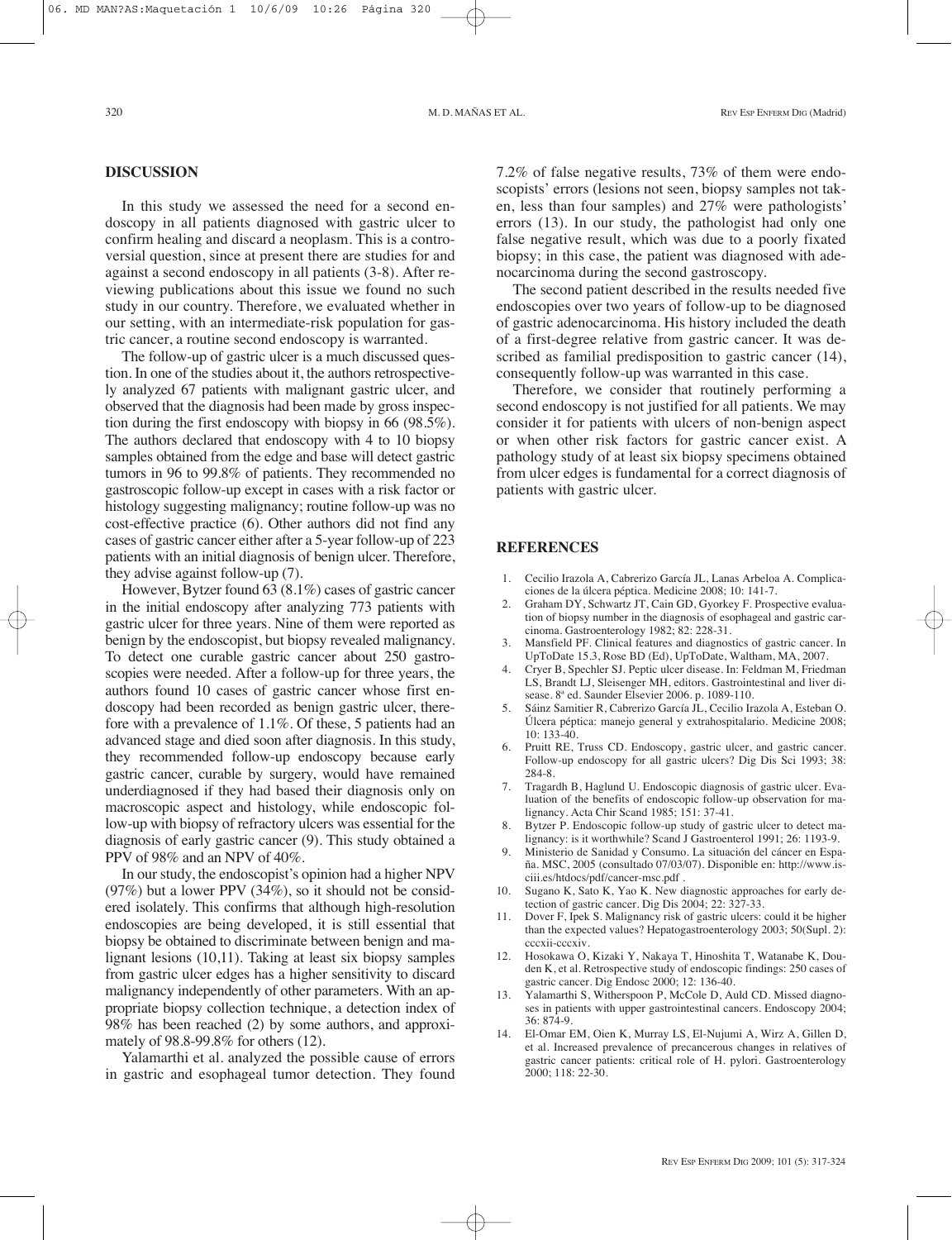## DISCUSSION

In this study we assessed the need for a second endoscopy in all patients diagnosed with gastric ulcer to confirm healing and discard a neoplasm. This is a controversial question, since at present there are studies for and against a second endoscopy in all patients (3-8). After reviewing publications about this issue we found no such study in our country. Therefore, we evaluated whether in our setting, with an intermediate-risk population for gastric cancer, a routine second endoscopy is warranted.

The follow-up of gastric ulcer is a much discussed question. In one of the studies about it, the authors retrospectively analyzed 67 patients with malignant gastric ulcer, and observed that the diagnosis had been made by gross inspection during the first endoscopy with biopsy in 66 (98.5%). The authors declared that endoscopy with 4 to 10 biopsy samples obtained from the edge and base will detect gastric tumors in 96 to 99.8% of patients. They recommended no gastroscopic follow-up except in cases with a risk factor or histology suggesting malignancy; routine follow-up was no cost-effective practice (6). Other authors did not find any cases of gastric cancer either after a 5-year follow-up of 223 patients with an initial diagnosis of benign ulcer. Therefore, they advise against follow-up (7).

However, Bytzer found 63 (8.1%) cases of gastric cancer in the initial endoscopy after analyzing 773 patients with gastric ulcer for three years. Nine of them were reported as benign by the endoscopist, but biopsy revealed malignancy. To detect one curable gastric cancer about 250 gastroscopies were needed. After a follow-up for three years, the authors found 10 cases of gastric cancer whose first endoscopy had been recorded as benign gastric ulcer, therefore with a prevalence of 1.1%. Of these, 5 patients had an advanced stage and died soon after diagnosis. In this study, they recommended follow-up endoscopy because early gastric cancer, curable by surgery, would have remained underdiagnosed if they had based their diagnosis only on macroscopic aspect and histology, while endoscopic follow-up with biopsy of refractory ulcers was essential for the diagnosis of early gastric cancer (9). This study obtained a PPV of 98% and an NPV of 40%.

In our study, the endoscopist's opinion had a higher NPV (97%) but a lower PPV (34%), so it should not be considered isolately. This confirms that although high-resolution endoscopies are being developed, it is still essential that biopsy be obtained to discriminate between benign and malignant lesions (10,11). Taking at least six biopsy samples from gastric ulcer edges has a higher sensitivity to discard malignancy independently of other parameters. With an appropriate biopsy collection technique, a detection index of 98% has been reached (2) by some authors, and approximately of 98.8-99.8% for others (12).

Yalamarthi et al. analyzed the possible cause of errors in gastric and esophageal tumor detection. They found 7.2% of false negative results, 73% of them were endoscopists' errors (lesions not seen, biopsy samples not taken, less than four samples) and 27% were pathologists' errors (13). In our study, the pathologist had only one false negative result, which was due to a poorly fixated biopsy; in this case, the patient was diagnosed with adenocarcinoma during the second gastroscopy.

The second patient described in the results needed five endoscopies over two years of follow-up to be diagnosed of gastric adenocarcinoma. His history included the death of a first-degree relative from gastric cancer. It was described as familial predisposition to gastric cancer (14), consequently follow-up was warranted in this case.

Therefore, we consider that routinely performing a second endoscopy is not justified for all patients. We may consider it for patients with ulcers of non-benign aspect or when other risk factors for gastric cancer exist. A pathology study of at least six biopsy specimens obtained from ulcer edges is fundamental for a correct diagnosis of patients with gastric ulcer.

## REFERENCES

1. Cecilio Irazola A, Cabrerizo García JL, Lanas Arbeloa A. Complicaciones de la úlcera péptica. Medicine 2008; 10: 141-7.
2. Graham DY, Schwartz JT, Cain GD, Gyorkey F. Prospective evaluation of biopsy number in the diagnosis of esophageal and gastric carcinoma. Gastroenterology 1982; 82: 228-31.
3. Mansfield PF. Clinical features and diagnostics of gastric cancer. In UpToDate 15.3, Rose BD (Ed), UpToDate, Waltham, MA, 2007.
4. Cryer B, Spechler SJ. Peptic ulcer disease. In: Feldman M, Friedman LS, Brandt LJ, Sleisenger MH, editors. Gastrointestinal and liver disease. 8ª ed. Saunder Elsevier 2006. p. 1089-110.
5. Sáinz Samitier R, Cabrerizo García JL, Cecilio Irazola A, Esteban O. Úlcera péptica: manejo general y extrahospitalario. Medicine 2008; 10: 133-40.
6. Pruitt RE, Truss CD. Endoscopy, gastric ulcer, and gastric cancer. Follow-up endoscopy for all gastric ulcers? Dig Dis Sci 1993; 38: 284-8.
7. Tragardh B, Haglund U. Endoscopic diagnosis of gastric ulcer. Evaluation of the benefits of endoscopic follow-up observation for malignancy. Acta Chir Scand 1985; 151: 37-41.
8. Bytzer P. Endoscopic follow-up study of gastric ulcer to detect malignancy: is it worthwhile? Scand J Gastroenterol 1991; 26: 1193-9.
9. Ministerio de Sanidad y Consumo. La situación del cáncer en España. MSC, 2005 (consultado 07/03/07). Disponible en: http://www.isciii.es/htdocs/pdf/cancer-msc.pdf .
10. Sugano K, Sato K, Yao K. New diagnostic approaches for early detection of gastric cancer. Dig Dis 2004; 22: 327-33.
11. Dover F, Ipek S. Malignancy risk of gastric ulcers: could it be higher than the expected values? Hepatogastroenterology 2003; 50(Supl. 2): cccxii-cccxiv.
12. Hosokawa O, Kizaki Y, Nakaya T, Hinoshita T, Watanabe K, Douden K, et al. Retrospective study of endoscopic findings: 250 cases of gastric cancer. Dig Endosc 2000; 12: 136-40.
13. Yalamarthi S, Witherspoon P, McCole D, Auld CD. Missed diagnoses in patients with upper gastrointestinal cancers. Endoscopy 2004; 36: 874-9.
14. El-Omar EM, Oien K, Murray LS, El-Nujumi A, Wirz A, Gillen D, et al. Increased prevalence of precancerous changes in relatives of gastric cancer patients: critical role of H. pylori. Gastroenterology 2000; 118: 22-30.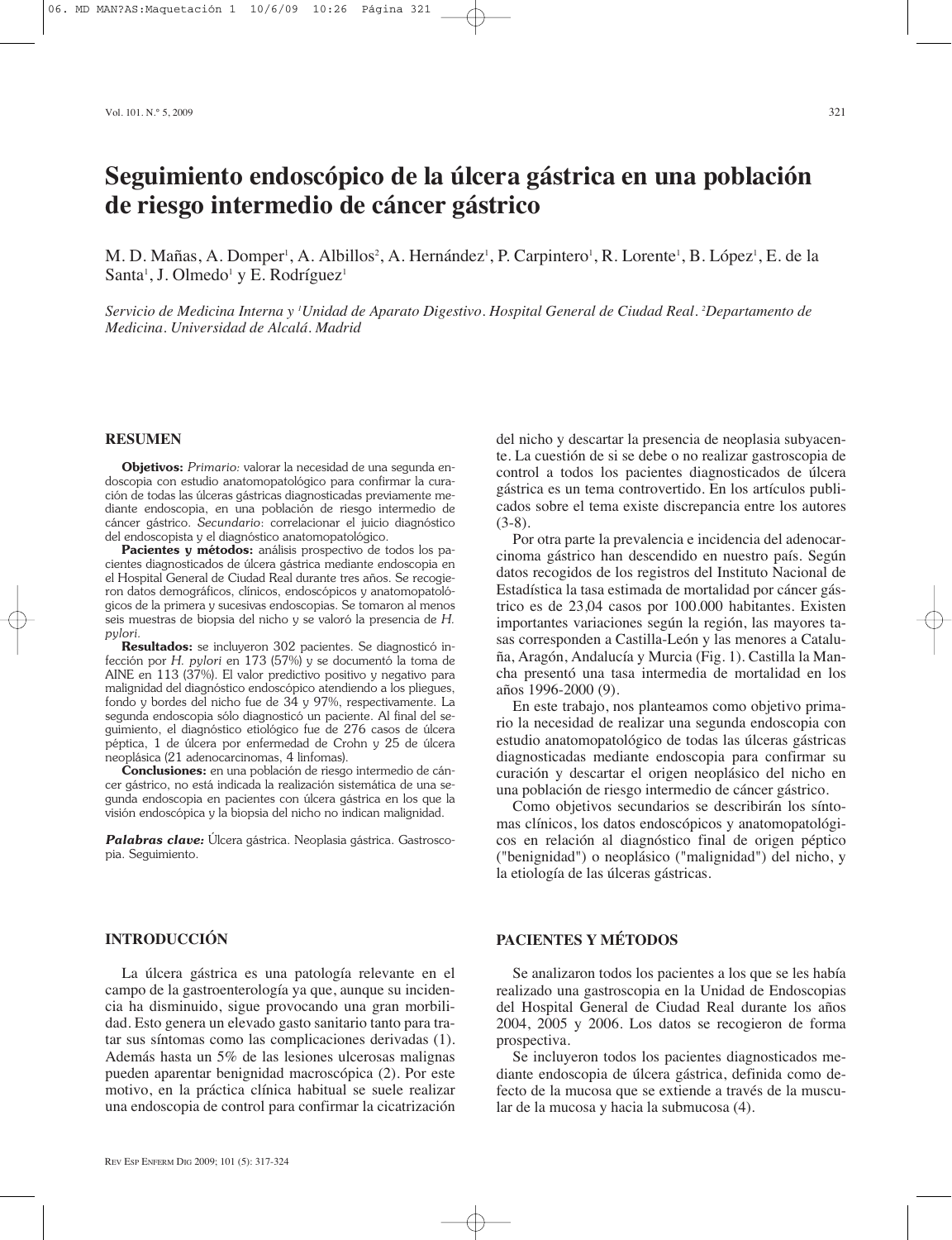# Seguimiento endoscópico de la úlcera gástrica en una población de riesgo intermedio de cáncer gástrico

M. D. Mañas, A. Domper[1], A. Albillos[2], A. Hernández[1], P. Carpintero[1], R. Lorente[1], B. López[1], E. de la Santa[1], J. Olmedo[1] y E. Rodríguez[1]

*Servicio de Medicina Interna y [1]Unidad de Aparato Digestivo. Hospital General de Ciudad Real. [2]Departamento de Medicina. Universidad de Alcalá. Madrid*

## RESUMEN

**Objetivos:** *Primario:* valorar la necesidad de una segunda endoscopia con estudio anatomopatológico para confirmar la curación de todas las úlceras gástricas diagnosticadas previamente mediante endoscopia, en una población de riesgo intermedio de cáncer gástrico. *Secundario*: correlacionar el juicio diagnóstico del endoscopista y el diagnóstico anatomopatológico.

**Pacientes y métodos:** análisis prospectivo de todos los pacientes diagnosticados de úlcera gástrica mediante endoscopia en el Hospital General de Ciudad Real durante tres años. Se recogieron datos demográficos, clínicos, endoscópicos y anatomopatológicos de la primera y sucesivas endoscopias. Se tomaron al menos seis muestras de biopsia del nicho y se valoró la presencia de *H. pylori*.

**Resultados:** se incluyeron 302 pacientes. Se diagnosticó infección por *H. pylori* en 173 (57%) y se documentó la toma de AINE en 113 (37%). El valor predictivo positivo y negativo para malignidad del diagnóstico endoscópico atendiendo a los pliegues, fondo y bordes del nicho fue de 34 y 97%, respectivamente. La segunda endoscopia sólo diagnosticó un paciente. Al final del seguimiento, el diagnóstico etiológico fue de 276 casos de úlcera péptica, 1 de úlcera por enfermedad de Crohn y 25 de úlcera neoplásica (21 adenocarcinomas, 4 linfomas).

**Conclusiones:** en una población de riesgo intermedio de cáncer gástrico, no está indicada la realización sistemática de una segunda endoscopia en pacientes con úlcera gástrica en los que la visión endoscópica y la biopsia del nicho no indican malignidad.

***Palabras clave:*** Úlcera gástrica. Neoplasia gástrica. Gastroscopia. Seguimiento.

## INTRODUCCIÓN

La úlcera gástrica es una patología relevante en el campo de la gastroenterología ya que, aunque su incidencia ha disminuido, sigue provocando una gran morbilidad. Esto genera un elevado gasto sanitario tanto para tratar sus síntomas como las complicaciones derivadas (1). Además hasta un 5% de las lesiones ulcerosas malignas pueden aparentar benignidad macroscópica (2). Por este motivo, en la práctica clínica habitual se suele realizar una endoscopia de control para confirmar la cicatrización del nicho y descartar la presencia de neoplasia subyacente. La cuestión de si se debe o no realizar gastroscopia de control a todos los pacientes diagnosticados de úlcera gástrica es un tema controvertido. En los artículos publicados sobre el tema existe discrepancia entre los autores (3-8).

Por otra parte la prevalencia e incidencia del adenocarcinoma gástrico han descendido en nuestro país. Según datos recogidos de los registros del Instituto Nacional de Estadística la tasa estimada de mortalidad por cáncer gástrico es de 23,04 casos por 100.000 habitantes. Existen importantes variaciones según la región, las mayores tasas corresponden a Castilla-León y las menores a Cataluña, Aragón, Andalucía y Murcia (Fig. 1). Castilla la Mancha presentó una tasa intermedia de mortalidad en los años 1996-2000 (9).

En este trabajo, nos planteamos como objetivo primario la necesidad de realizar una segunda endoscopia con estudio anatomopatológico de todas las úlceras gástricas diagnosticadas mediante endoscopia para confirmar su curación y descartar el origen neoplásico del nicho en una población de riesgo intermedio de cáncer gástrico.

Como objetivos secundarios se describirán los síntomas clínicos, los datos endoscópicos y anatomopatológicos en relación al diagnóstico final de origen péptico ("benignidad") o neoplásico ("malignidad") del nicho, y la etiología de las úlceras gástricas.

## PACIENTES Y MÉTODOS

Se analizaron todos los pacientes a los que se les había realizado una gastroscopia en la Unidad de Endoscopias del Hospital General de Ciudad Real durante los años 2004, 2005 y 2006. Los datos se recogieron de forma prospectiva.

Se incluyeron todos los pacientes diagnosticados mediante endoscopia de úlcera gástrica, definida como defecto de la mucosa que se extiende a través de la muscular de la mucosa y hacia la submucosa (4).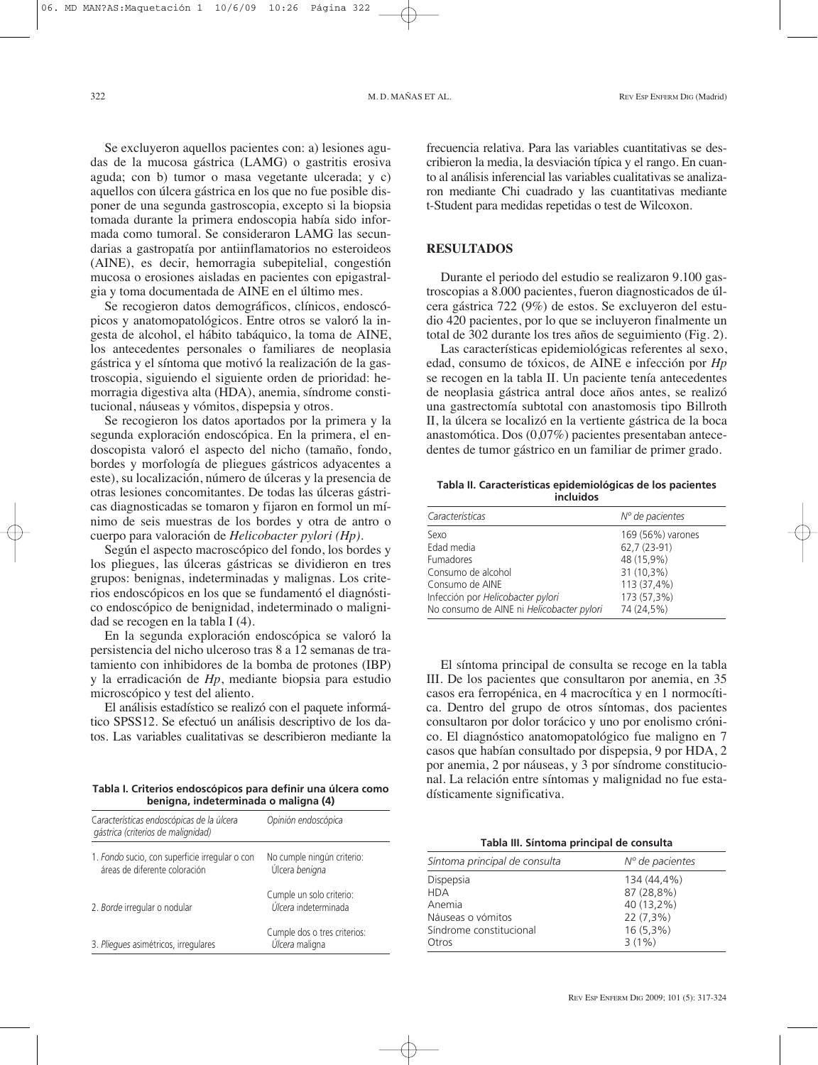Se excluyeron aquellos pacientes con: a) lesiones agudas de la mucosa gástrica (LAMG) o gastritis erosiva aguda; con b) tumor o masa vegetante ulcerada; y c) aquellos con úlcera gástrica en los que no fue posible disponer de una segunda gastroscopia, excepto si la biopsia tomada durante la primera endoscopia había sido informada como tumoral. Se consideraron LAMG las secundarias a gastropatía por antiinflamatorios no esteroideos (AINE), es decir, hemorragia subepitelial, congestión mucosa o erosiones aisladas en pacientes con epigastralgia y toma documentada de AINE en el último mes.

Se recogieron datos demográficos, clínicos, endoscópicos y anatomopatológicos. Entre otros se valoró la ingesta de alcohol, el hábito tabáquico, la toma de AINE, los antecedentes personales o familiares de neoplasia gástrica y el síntoma que motivó la realización de la gastroscopia, siguiendo el siguiente orden de prioridad: hemorragia digestiva alta (HDA), anemia, síndrome constitucional, náuseas y vómitos, dispepsia y otros.

Se recogieron los datos aportados por la primera y la segunda exploración endoscópica. En la primera, el endoscopista valoró el aspecto del nicho (tamaño, fondo, bordes y morfología de pliegues gástricos adyacentes a este), su localización, número de úlceras y la presencia de otras lesiones concomitantes. De todas las úlceras gástricas diagnosticadas se tomaron y fijaron en formol un mínimo de seis muestras de los bordes y otra de antro o cuerpo para valoración de *Helicobacter pylori (Hp)*.

Según el aspecto macroscópico del fondo, los bordes y los pliegues, las úlceras gástricas se dividieron en tres grupos: benignas, indeterminadas y malignas. Los criterios endoscópicos en los que se fundamentó el diagnóstico endoscópico de benignidad, indeterminado o malignidad se recogen en la tabla I (4).

En la segunda exploración endoscópica se valoró la persistencia del nicho ulceroso tras 8 a 12 semanas de tratamiento con inhibidores de la bomba de protones (IBP) y la erradicación de *Hp*, mediante biopsia para estudio microscópico y test del aliento.

El análisis estadístico se realizó con el paquete informático SPSS12. Se efectuó un análisis descriptivo de los datos. Las variables cualitativas se describieron mediante la frecuencia relativa. Para las variables cuantitativas se describieron la media, la desviación típica y el rango. En cuanto al análisis inferencial las variables cualitativas se analizaron mediante Chi cuadrado y las cuantitativas mediante t-Student para medidas repetidas o test de Wilcoxon.

**Tabla I. Criterios endoscópicos para definir una úlcera como benigna, indeterminada o maligna (4)**

| *Características endoscópicas de la úlcera gástrica (criterios de malignidad)* | *Opinión endoscópica* |
|---|---|
| 1. *Fondo* sucio, con superficie irregular o con áreas de diferente coloración | No cumple ningún criterio: Úlcera *benigna* |
| 2. *Borde* irregular o nodular | Cumple un solo criterio: *Úlcera* indeterminada |
| 3. *Pliegues* asimétricos, irregulares | Cumple dos o tres criterios: *Úlcera* maligna |

## RESULTADOS

Durante el periodo del estudio se realizaron 9.100 gastroscopias a 8.000 pacientes, fueron diagnosticados de úlcera gástrica 722 (9%) de estos. Se excluyeron del estudio 420 pacientes, por lo que se incluyeron finalmente un total de 302 durante los tres años de seguimiento (Fig. 2).

Las características epidemiológicas referentes al sexo, edad, consumo de tóxicos, de AINE e infección por *Hp* se recogen en la tabla II. Un paciente tenía antecedentes de neoplasia gástrica antral doce años antes, se realizó una gastrectomía subtotal con anastomosis tipo Billroth II, la úlcera se localizó en la vertiente gástrica de la boca anastomótica. Dos (0,07%) pacientes presentaban antecedentes de tumor gástrico en un familiar de primer grado.

**Tabla II. Características epidemiológicas de los pacientes incluidos**

| *Características* | *Nº de pacientes* |
|---|---|
| Sexo | 169 (56%) varones |
| Edad media | 62,7 (23-91) |
| Fumadores | 48 (15,9%) |
| Consumo de alcohol | 31 (10,3%) |
| Consumo de AINE | 113 (37,4%) |
| Infección por *Helicobacter pylori* | 173 (57,3%) |
| No consumo de AINE ni *Helicobacter pylori* | 74 (24,5%) |

El síntoma principal de consulta se recoge en la tabla III. De los pacientes que consultaron por anemia, en 35 casos era ferropénica, en 4 macrocítica y en 1 normocítica. Dentro del grupo de otros síntomas, dos pacientes consultaron por dolor torácico y uno por enolismo crónico. El diagnóstico anatomopatológico fue maligno en 7 casos que habían consultado por dispepsia, 9 por HDA, 2 por anemia, 2 por náuseas, y 3 por síndrome constitucional. La relación entre síntomas y malignidad no fue estadísticamente significativa.

**Tabla III. Síntoma principal de consulta**

| *Síntoma principal de consulta* | *Nº de pacientes* |
|---|---|
| Dispepsia | 134 (44,4%) |
| HDA | 87 (28,8%) |
| Anemia | 40 (13,2%) |
| Náuseas o vómitos | 22 (7,3%) |
| Síndrome constitucional | 16 (5,3%) |
| Otros | 3 (1%) |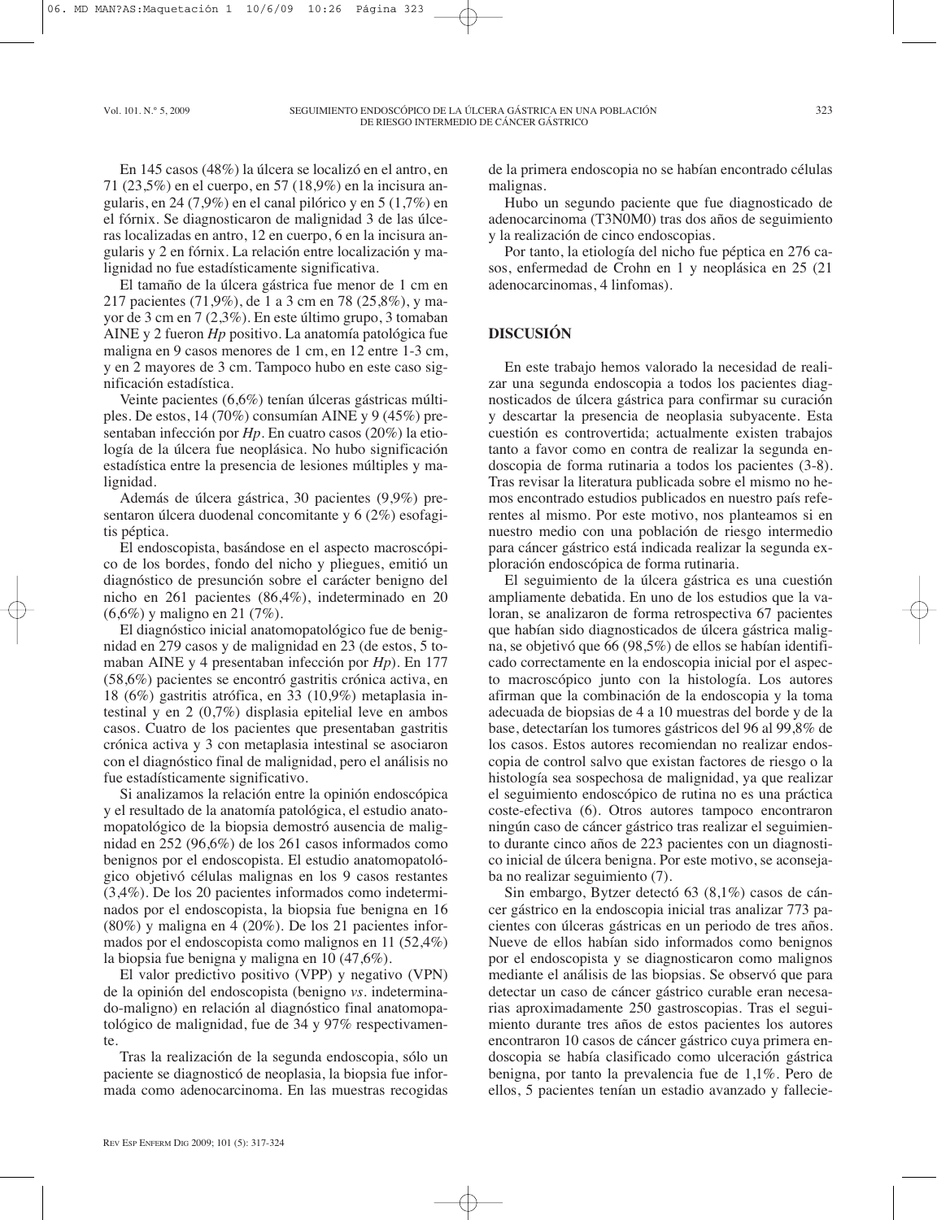En 145 casos (48%) la úlcera se localizó en el antro, en 71 (23,5%) en el cuerpo, en 57 (18,9%) en la incisura angularis, en 24 (7,9%) en el canal pilórico y en 5 (1,7%) en el fórnix. Se diagnosticaron de malignidad 3 de las úlceras localizadas en antro, 12 en cuerpo, 6 en la incisura angularis y 2 en fórnix. La relación entre localización y malignidad no fue estadísticamente significativa.

El tamaño de la úlcera gástrica fue menor de 1 cm en 217 pacientes (71,9%), de 1 a 3 cm en 78 (25,8%), y mayor de 3 cm en 7 (2,3%). En este último grupo, 3 tomaban AINE y 2 fueron *Hp* positivo. La anatomía patológica fue maligna en 9 casos menores de 1 cm, en 12 entre 1-3 cm, y en 2 mayores de 3 cm. Tampoco hubo en este caso significación estadística.

Veinte pacientes (6,6%) tenían úlceras gástricas múltiples. De estos, 14 (70%) consumían AINE y 9 (45%) presentaban infección por *Hp*. En cuatro casos (20%) la etiología de la úlcera fue neoplásica. No hubo significación estadística entre la presencia de lesiones múltiples y malignidad.

Además de úlcera gástrica, 30 pacientes (9,9%) presentaron úlcera duodenal concomitante y 6 (2%) esofagitis péptica.

El endoscopista, basándose en el aspecto macroscópico de los bordes, fondo del nicho y pliegues, emitió un diagnóstico de presunción sobre el carácter benigno del nicho en 261 pacientes (86,4%), indeterminado en 20 (6,6%) y maligno en 21 (7%).

El diagnóstico inicial anatomopatológico fue de benignidad en 279 casos y de malignidad en 23 (de estos, 5 tomaban AINE y 4 presentaban infección por *Hp*). En 177 (58,6%) pacientes se encontró gastritis crónica activa, en 18 (6%) gastritis atrófica, en 33 (10,9%) metaplasia intestinal y en 2 (0,7%) displasia epitelial leve en ambos casos. Cuatro de los pacientes que presentaban gastritis crónica activa y 3 con metaplasia intestinal se asociaron con el diagnóstico final de malignidad, pero el análisis no fue estadísticamente significativo.

Si analizamos la relación entre la opinión endoscópica y el resultado de la anatomía patológica, el estudio anatomopatológico de la biopsia demostró ausencia de malignidad en 252 (96,6%) de los 261 casos informados como benignos por el endoscopista. El estudio anatomopatológico objetivó células malignas en los 9 casos restantes (3,4%). De los 20 pacientes informados como indeterminados por el endoscopista, la biopsia fue benigna en 16 (80%) y maligna en 4 (20%). De los 21 pacientes informados por el endoscopista como malignos en 11 (52,4%) la biopsia fue benigna y maligna en 10 (47,6%).

El valor predictivo positivo (VPP) y negativo (VPN) de la opinión del endoscopista (benigno *vs*. indeterminado-maligno) en relación al diagnóstico final anatomopatológico de malignidad, fue de 34 y 97% respectivamente.

Tras la realización de la segunda endoscopia, sólo un paciente se diagnosticó de neoplasia, la biopsia fue informada como adenocarcinoma. En las muestras recogidas de la primera endoscopia no se habían encontrado células malignas.

Hubo un segundo paciente que fue diagnosticado de adenocarcinoma (T3N0M0) tras dos años de seguimiento y la realización de cinco endoscopias.

Por tanto, la etiología del nicho fue péptica en 276 casos, enfermedad de Crohn en 1 y neoplásica en 25 (21 adenocarcinomas, 4 linfomas).

## DISCUSIÓN

En este trabajo hemos valorado la necesidad de realizar una segunda endoscopia a todos los pacientes diagnosticados de úlcera gástrica para confirmar su curación y descartar la presencia de neoplasia subyacente. Esta cuestión es controvertida; actualmente existen trabajos tanto a favor como en contra de realizar la segunda endoscopia de forma rutinaria a todos los pacientes (3-8). Tras revisar la literatura publicada sobre el mismo no hemos encontrado estudios publicados en nuestro país referentes al mismo. Por este motivo, nos planteamos si en nuestro medio con una población de riesgo intermedio para cáncer gástrico está indicada realizar la segunda exploración endoscópica de forma rutinaria.

El seguimiento de la úlcera gástrica es una cuestión ampliamente debatida. En uno de los estudios que la valoran, se analizaron de forma retrospectiva 67 pacientes que habían sido diagnosticados de úlcera gástrica maligna, se objetivó que 66 (98,5%) de ellos se habían identificado correctamente en la endoscopia inicial por el aspecto macroscópico junto con la histología. Los autores afirman que la combinación de la endoscopia y la toma adecuada de biopsias de 4 a 10 muestras del borde y de la base, detectarían los tumores gástricos del 96 al 99,8% de los casos. Estos autores recomiendan no realizar endoscopia de control salvo que existan factores de riesgo o la histología sea sospechosa de malignidad, ya que realizar el seguimiento endoscópico de rutina no es una práctica coste-efectiva (6). Otros autores tampoco encontraron ningún caso de cáncer gástrico tras realizar el seguimiento durante cinco años de 223 pacientes con un diagnostico inicial de úlcera benigna. Por este motivo, se aconsejaba no realizar seguimiento (7).

Sin embargo, Bytzer detectó 63 (8,1%) casos de cáncer gástrico en la endoscopia inicial tras analizar 773 pacientes con úlceras gástricas en un periodo de tres años. Nueve de ellos habían sido informados como benignos por el endoscopista y se diagnosticaron como malignos mediante el análisis de las biopsias. Se observó que para detectar un caso de cáncer gástrico curable eran necesarias aproximadamente 250 gastroscopias. Tras el seguimiento durante tres años de estos pacientes los autores encontraron 10 casos de cáncer gástrico cuya primera endoscopia se había clasificado como ulceración gástrica benigna, por tanto la prevalencia fue de 1,1%. Pero de ellos, 5 pacientes tenían un estadio avanzado y fallecie-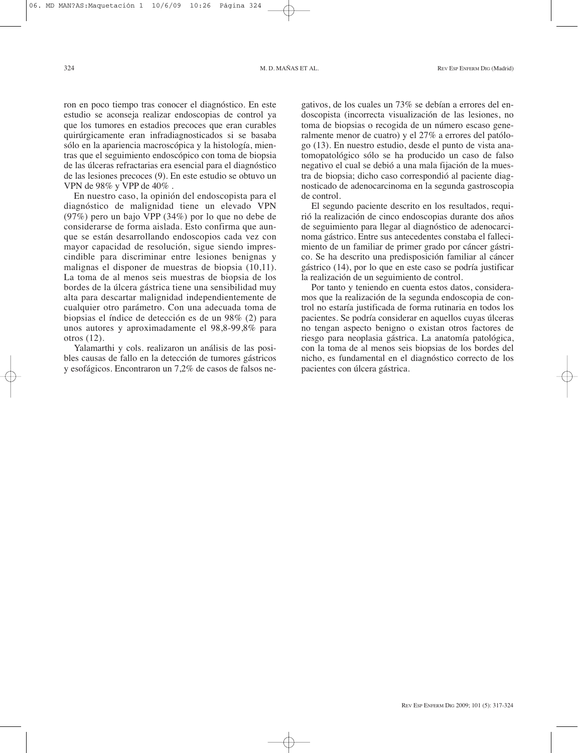ron en poco tiempo tras conocer el diagnóstico. En este estudio se aconseja realizar endoscopias de control ya que los tumores en estadios precoces que eran curables quirúrgicamente eran infradiagnosticados si se basaba sólo en la apariencia macroscópica y la histología, mientras que el seguimiento endoscópico con toma de biopsia de las úlceras refractarias era esencial para el diagnóstico de las lesiones precoces (9). En este estudio se obtuvo un VPN de 98% y VPP de 40% .

En nuestro caso, la opinión del endoscopista para el diagnóstico de malignidad tiene un elevado VPN (97%) pero un bajo VPP (34%) por lo que no debe de considerarse de forma aislada. Esto confirma que aunque se están desarrollando endoscopios cada vez con mayor capacidad de resolución, sigue siendo imprescindible para discriminar entre lesiones benignas y malignas el disponer de muestras de biopsia (10,11). La toma de al menos seis muestras de biopsia de los bordes de la úlcera gástrica tiene una sensibilidad muy alta para descartar malignidad independientemente de cualquier otro parámetro. Con una adecuada toma de biopsias el índice de detección es de un 98% (2) para unos autores y aproximadamente el 98,8-99,8% para otros (12).

Yalamarthi y cols. realizaron un análisis de las posibles causas de fallo en la detección de tumores gástricos y esofágicos. Encontraron un 7,2% de casos de falsos negativos, de los cuales un 73% se debían a errores del endoscopista (incorrecta visualización de las lesiones, no toma de biopsias o recogida de un número escaso generalmente menor de cuatro) y el 27% a errores del patólogo (13). En nuestro estudio, desde el punto de vista anatomopatológico sólo se ha producido un caso de falso negativo el cual se debió a una mala fijación de la muestra de biopsia; dicho caso correspondió al paciente diagnosticado de adenocarcinoma en la segunda gastroscopia de control.

El segundo paciente descrito en los resultados, requirió la realización de cinco endoscopias durante dos años de seguimiento para llegar al diagnóstico de adenocarcinoma gástrico. Entre sus antecedentes constaba el fallecimiento de un familiar de primer grado por cáncer gástrico. Se ha descrito una predisposición familiar al cáncer gástrico (14), por lo que en este caso se podría justificar la realización de un seguimiento de control.

Por tanto y teniendo en cuenta estos datos, consideramos que la realización de la segunda endoscopia de control no estaría justificada de forma rutinaria en todos los pacientes. Se podría considerar en aquellos cuyas úlceras no tengan aspecto benigno o existan otros factores de riesgo para neoplasia gástrica. La anatomía patológica, con la toma de al menos seis biopsias de los bordes del nicho, es fundamental en el diagnóstico correcto de los pacientes con úlcera gástrica.